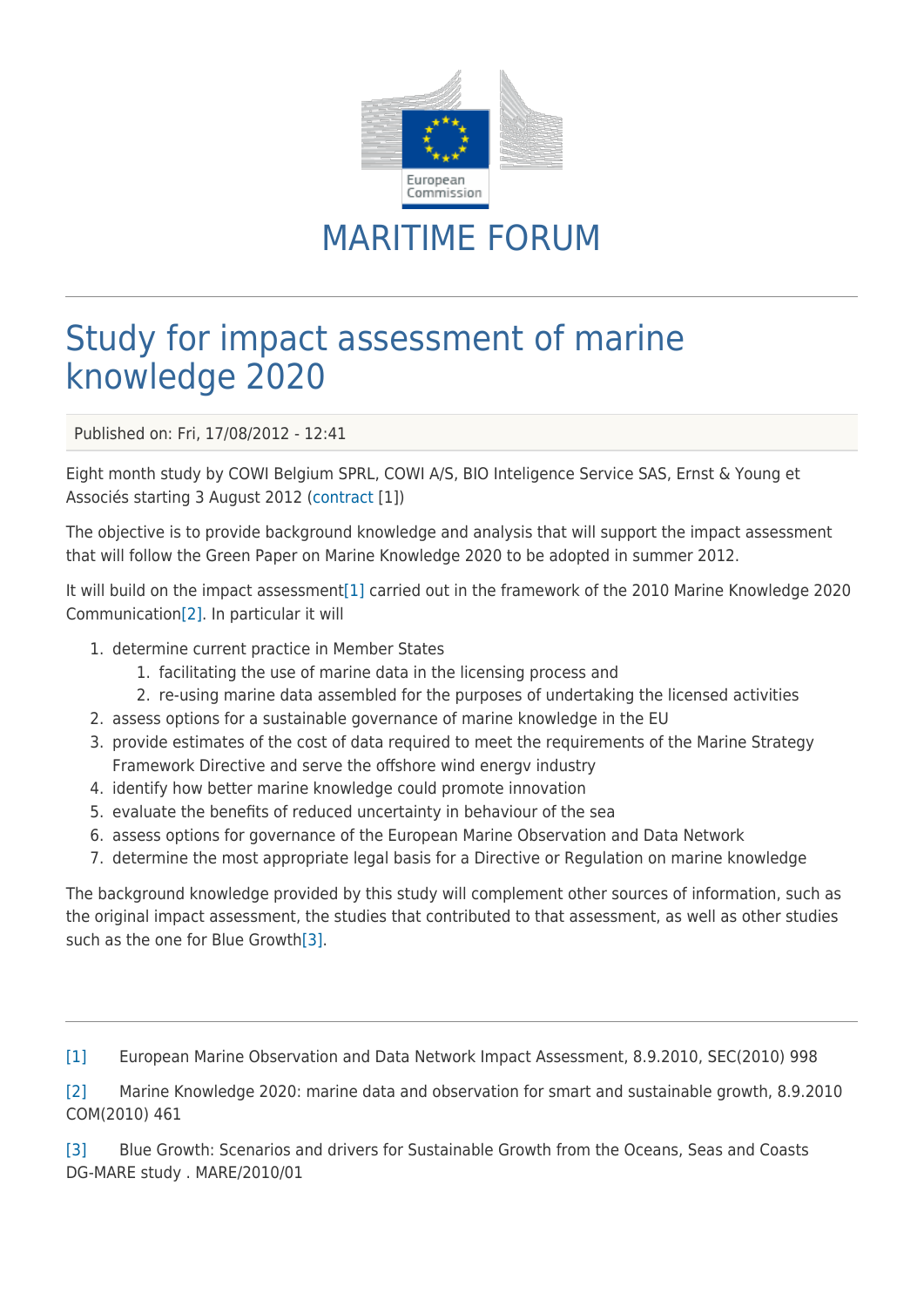# MARITIME FORUM

## Study for impact assessment of marine knowledge 2020

Published on: Fri, 17/08/2012 - 12:41

Eight month study by COWI Belgium SPRL, COWI A/S, BIO Inteligence Service SAS, Ernst & Young et Associés starting 3 August 2012 (contract [1])

The objective is to provide background knowledge and analysis that will support the impact assessment that will follow the Green Paper on Marine Knowledge 2020 to be adopted in summer 2012.

It will build on the impact assessment[1] carried out in the framework of the 2010 Marine Knowledge 2020 Communication[2]. In particular it will

1. determine current practice in Member States
   1. facilitating the use of marine data in the licensing process and
   2. re-using marine data assembled for the purposes of undertaking the licensed activities
2. assess options for a sustainable governance of marine knowledge in the EU
3. provide estimates of the cost of data required to meet the requirements of the Marine Strategy Framework Directive and serve the offshore wind energy industry
4. identify how better marine knowledge could promote innovation
5. evaluate the benefits of reduced uncertainty in behaviour of the sea
6. assess options for governance of the European Marine Observation and Data Network
7. determine the most appropriate legal basis for a Directive or Regulation on marine knowledge

The background knowledge provided by this study will complement other sources of information, such as the original impact assessment, the studies that contributed to that assessment, as well as other studies such as the one for Blue Growth[3].

---

[1] European Marine Observation and Data Network Impact Assessment, 8.9.2010, SEC(2010) 998

[2] Marine Knowledge 2020: marine data and observation for smart and sustainable growth, 8.9.2010 COM(2010) 461

[3] Blue Growth: Scenarios and drivers for Sustainable Growth from the Oceans, Seas and Coasts DG-MARE study . MARE/2010/01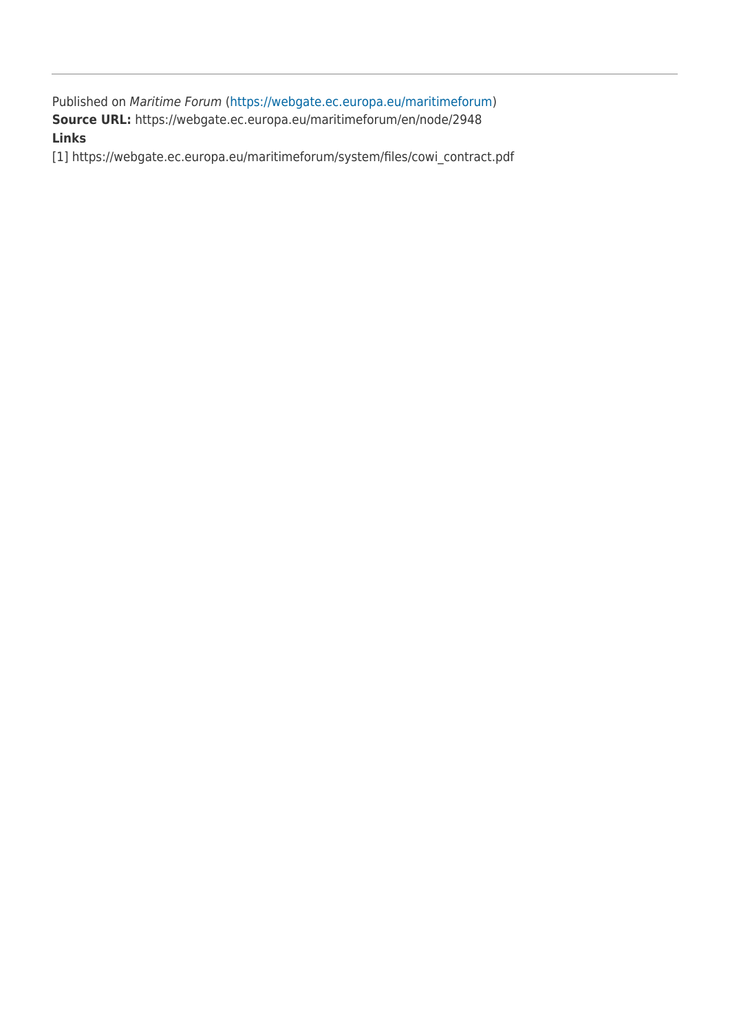Published on *Maritime Forum* (https://webgate.ec.europa.eu/maritimeforum)
**Source URL:** https://webgate.ec.europa.eu/maritimeforum/en/node/2948
**Links**
[1] https://webgate.ec.europa.eu/maritimeforum/system/files/cowi_contract.pdf